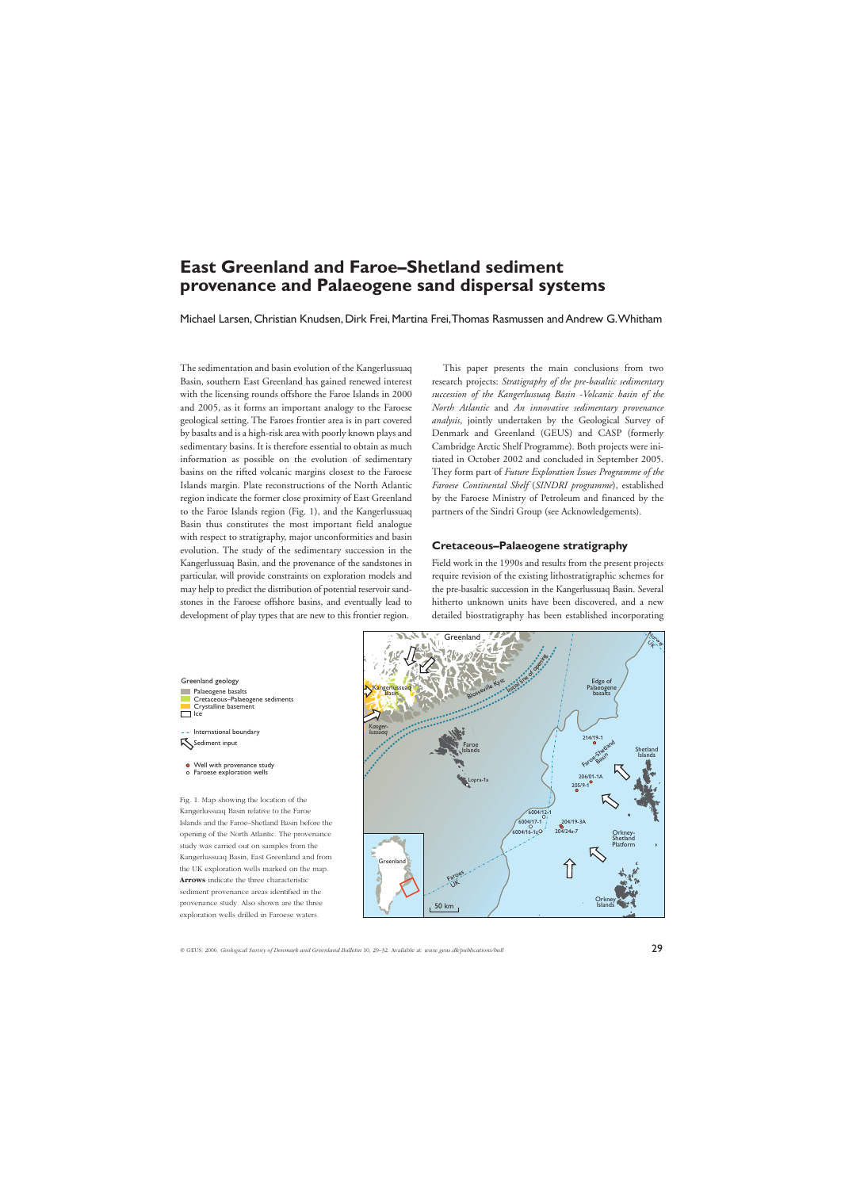# East Greenland and Faroe–Shetland sediment provenance and Palaeogene sand dispersal systems

Michael Larsen, Christian Knudsen, Dirk Frei, Martina Frei, Thomas Rasmussen and Andrew G. Whitham

The sedimentation and basin evolution of the Kangerlussuaq Basin, southern East Greenland has gained renewed interest with the licensing rounds offshore the Faroe Islands in 2000 and 2005, as it forms an important analogy to the Faroese geological setting. The Faroes frontier area is in part covered by basalts and is a high-risk area with poorly known plays and sedimentary basins. It is therefore essential to obtain as much information as possible on the evolution of sedimentary basins on the rifted volcanic margins closest to the Faroese Islands margin. Plate reconstructions of the North Atlantic region indicate the former close proximity of East Greenland to the Faroe Islands region (Fig. 1), and the Kangerlussuaq Basin thus constitutes the most important field analogue with respect to stratigraphy, major unconformities and basin evolution. The study of the sedimentary succession in the Kangerlussuaq Basin, and the provenance of the sandstones in particular, will provide constraints on exploration models and may help to predict the distribution of potential reservoir sandstones in the Faroese offshore basins, and eventually lead to development of play types that are new to this frontier region.

This paper presents the main conclusions from two research projects: *Stratigraphy of the pre-basaltic sedimentary succession of the Kangerlussuaq Basin -Volcanic basin of the North Atlantic* and *An innovative sedimentary provenance analysis*, jointly undertaken by the Geological Survey of Denmark and Greenland (GEUS) and CASP (formerly Cambridge Arctic Shelf Programme). Both projects were initiated in October 2002 and concluded in September 2005. They form part of *Future Exploration Issues Programme of the Faroese Continental Shelf* (*SINDRI programme*), established by the Faroese Ministry of Petroleum and financed by the partners of the Sindri Group (see Acknowledgements).

## Cretaceous–Palaeogene stratigraphy

Field work in the 1990s and results from the present projects require revision of the existing lithostratigraphic schemes for the pre-basaltic succession in the Kangerlussuaq Basin. Several hitherto unknown units have been discovered, and a new detailed biostratigraphy has been established incorporating

Fig. 1. Map showing the location of the Kangerlussuaq Basin relative to the Faroe Islands and the Faroe–Shetland Basin before the opening of the North Atlantic. The provenance study was carried out on samples from the Kangerlussuaq Basin, East Greenland and from the UK exploration wells marked on the map. **Arrows** indicate the three characteristic sediment provenance areas identified in the provenance study. Also shown are the three exploration wells drilled in Faroese waters.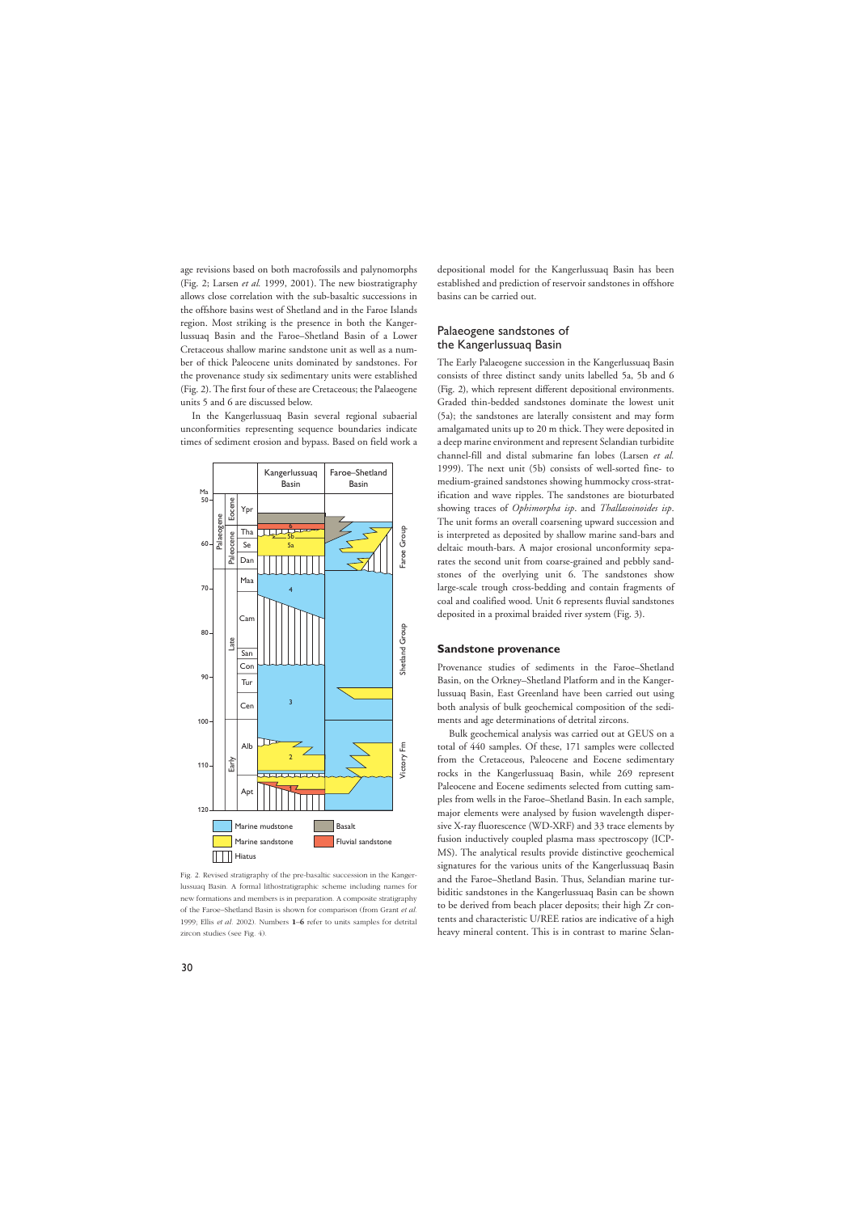age revisions based on both macrofossils and palynomorphs (Fig. 2; Larsen *et al.* 1999, 2001). The new biostratigraphy allows close correlation with the sub-basaltic successions in the offshore basins west of Shetland and in the Faroe Islands region. Most striking is the presence in both the Kangerlussuaq Basin and the Faroe–Shetland Basin of a Lower Cretaceous shallow marine sandstone unit as well as a number of thick Paleocene units dominated by sandstones. For the provenance study six sedimentary units were established (Fig. 2). The first four of these are Cretaceous; the Palaeogene units 5 and 6 are discussed below.

In the Kangerlussuaq Basin several regional subaerial unconformities representing sequence boundaries indicate times of sediment erosion and bypass. Based on field work a depositional model for the Kangerlussuaq Basin has been established and prediction of reservoir sandstones in offshore basins can be carried out.

Fig. 2. Revised stratigraphy of the pre-basaltic succession in the Kangerlussuaq Basin. A formal lithostratigraphic scheme including names for new formations and members is in preparation. A composite stratigraphy of the Faroe–Shetland Basin is shown for comparison (from Grant *et al.* 1999; Ellis *et al.* 2002). Numbers **1–6** refer to units samples for detrital zircon studies (see Fig. 4).

## Palaeogene sandstones of the Kangerlussuaq Basin

The Early Palaeogene succession in the Kangerlussuaq Basin consists of three distinct sandy units labelled 5a, 5b and 6 (Fig. 2), which represent different depositional environments. Graded thin-bedded sandstones dominate the lowest unit (5a); the sandstones are laterally consistent and may form amalgamated units up to 20 m thick. They were deposited in a deep marine environment and represent Selandian turbidite channel-fill and distal submarine fan lobes (Larsen *et al.* 1999). The next unit (5b) consists of well-sorted fine- to medium-grained sandstones showing hummocky cross-stratification and wave ripples. The sandstones are bioturbated showing traces of *Ophimorpha isp*. and *Thallasoinoides isp*. The unit forms an overall coarsening upward succession and is interpreted as deposited by shallow marine sand-bars and deltaic mouth-bars. A major erosional unconformity separates the second unit from coarse-grained and pebbly sandstones of the overlying unit 6. The sandstones show large-scale trough cross-bedding and contain fragments of coal and coalified wood. Unit 6 represents fluvial sandstones deposited in a proximal braided river system (Fig. 3).

### Sandstone provenance

Provenance studies of sediments in the Faroe–Shetland Basin, on the Orkney–Shetland Platform and in the Kangerlussuaq Basin, East Greenland have been carried out using both analysis of bulk geochemical composition of the sediments and age determinations of detrital zircons.

Bulk geochemical analysis was carried out at GEUS on a total of 440 samples. Of these, 171 samples were collected from the Cretaceous, Paleocene and Eocene sedimentary rocks in the Kangerlussuaq Basin, while 269 represent Paleocene and Eocene sediments selected from cutting samples from wells in the Faroe–Shetland Basin. In each sample, major elements were analysed by fusion wavelength dispersive X-ray fluorescence (WD-XRF) and 33 trace elements by fusion inductively coupled plasma mass spectroscopy (ICP-MS). The analytical results provide distinctive geochemical signatures for the various units of the Kangerlussuaq Basin and the Faroe–Shetland Basin. Thus, Selandian marine turbiditic sandstones in the Kangerlussuaq Basin can be shown to be derived from beach placer deposits; their high Zr contents and characteristic U/REE ratios are indicative of a high heavy mineral content. This is in contrast to marine Selan-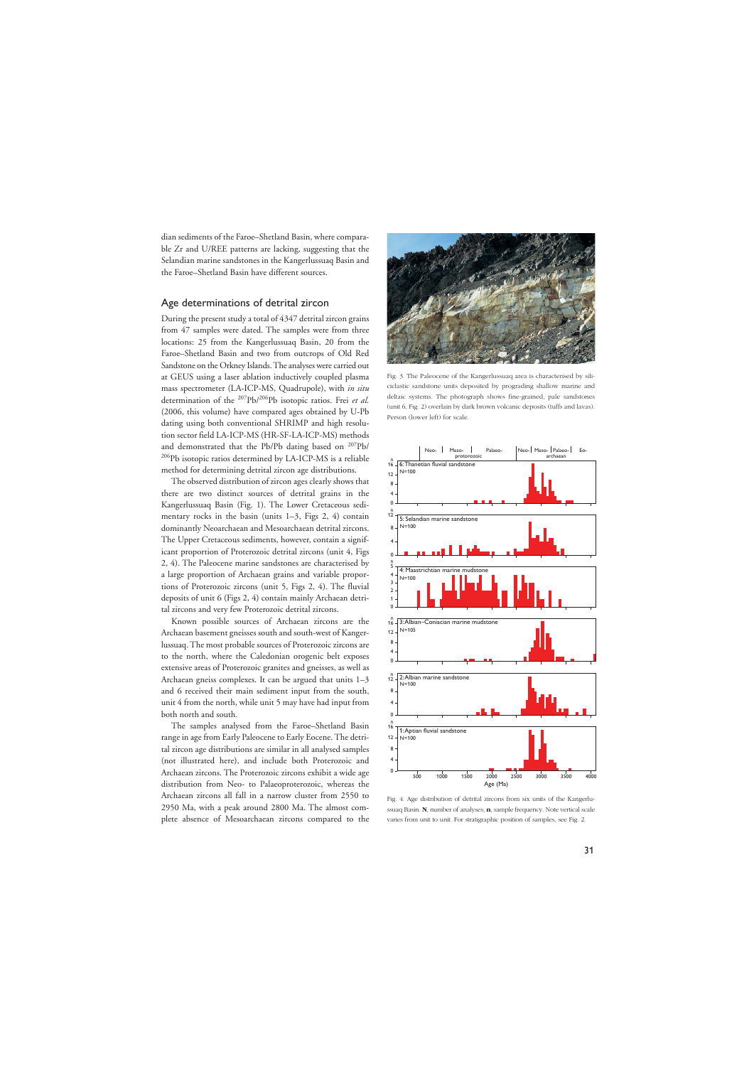dian sediments of the Faroe–Shetland Basin, where comparable Zr and U/REE patterns are lacking, suggesting that the Selandian marine sandstones in the Kangerlussuaq Basin and the Faroe–Shetland Basin have different sources.

## Age determinations of detrital zircon

During the present study a total of 4347 detrital zircon grains from 47 samples were dated. The samples were from three locations: 25 from the Kangerlussuaq Basin, 20 from the Faroe–Shetland Basin and two from outcrops of Old Red Sandstone on the Orkney Islands. The analyses were carried out at GEUS using a laser ablation inductively coupled plasma mass spectrometer (LA-ICP-MS, Quadrupole), with *in situ* determination of the $^{207}Pb/^{206}Pb$ isotopic ratios. Frei *et al.* (2006, this volume) have compared ages obtained by U-Pb dating using both conventional SHRIMP and high resolution sector field LA-ICP-MS (HR-SF-LA-ICP-MS) methods and demonstrated that the Pb/Pb dating based on $^{207}Pb/^{206}Pb$ isotopic ratios determined by LA-ICP-MS is a reliable method for determining detrital zircon age distributions.

The observed distribution of zircon ages clearly shows that there are two distinct sources of detrital grains in the Kangerlussuaq Basin (Fig. 1). The Lower Cretaceous sedimentary rocks in the basin (units 1–3, Figs 2, 4) contain dominantly Neoarchaean and Mesoarchaean detrital zircons. The Upper Cretaceous sediments, however, contain a significant proportion of Proterozoic detrital zircons (unit 4, Figs 2, 4). The Paleocene marine sandstones are characterised by a large proportion of Archaean grains and variable proportions of Proterozoic zircons (unit 5, Figs 2, 4). The fluvial deposits of unit 6 (Figs 2, 4) contain mainly Archaean detrital zircons and very few Proterozoic detrital zircons.

Known possible sources of Archaean zircons are the Archaean basement gneisses south and south-west of Kangerlussuaq. The most probable sources of Proterozoic zircons are to the north, where the Caledonian orogenic belt exposes extensive areas of Proterozoic granites and gneisses, as well as Archaean gneiss complexes. It can be argued that units 1–3 and 6 received their main sediment input from the south, unit 4 from the north, while unit 5 may have had input from both north and south.

The samples analysed from the Faroe–Shetland Basin range in age from Early Paleocene to Early Eocene. The detrital zircon age distributions are similar in all analysed samples (not illustrated here), and include both Proterozoic and Archaean zircons. The Proterozoic zircons exhibit a wide age distribution from Neo- to Palaeoproterozoic, whereas the Archaean zircons all fall in a narrow cluster from 2550 to 2950 Ma, with a peak around 2800 Ma. The almost complete absence of Mesoarchaean zircons compared to the

Fig. 3. The Paleocene of the Kangerlussuaq area is characterised by siliciclastic sandstone units deposited by prograding shallow marine and deltaic systems. The photograph shows fine-grained, pale sandstones (unit 6, Fig. 2) overlain by dark brown volcanic deposits (tuffs and lavas). Person (lower left) for scale.

Fig. 4. Age distribution of detrital zircons from six units of the Kangerlussuaq Basin. **N**, number of analyses; **n**, sample frequency. Note vertical scale varies from unit to unit. For stratigraphic position of samples, see Fig. 2.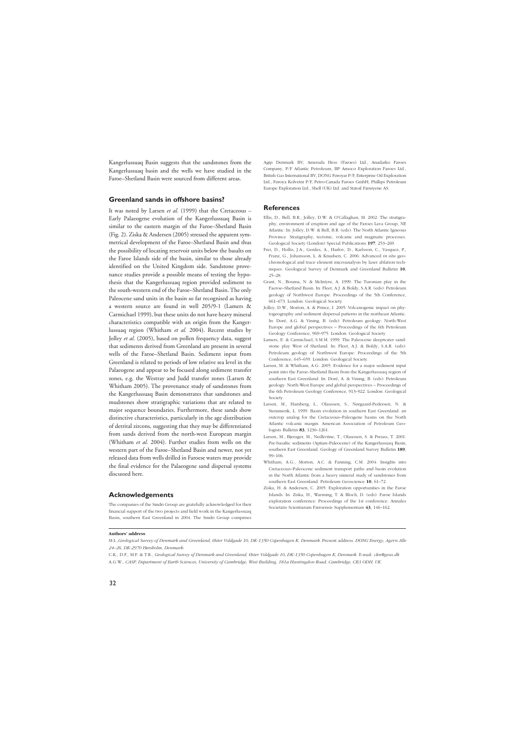Kangerlussuaq Basin suggests that the sandstones from the Kangerlussuaq basin and the wells we have studied in the Faroe–Shetland Basin were sourced from different areas.

## Greenland sands in offshore basins?

It was noted by Larsen *et al.* (1999) that the Cretaceous – Early Palaeogene evolution of the Kangerlussuaq Basin is similar to the eastern margin of the Faroe–Shetland Basin (Fig. 2). Ziska & Andersen (2005) stressed the apparent symmetrical development of the Faroe–Shetland Basin and thus the possibility of locating reservoir units below the basalts on the Faroe Islands side of the basin, similar to those already identified on the United Kingdom side. Sandstone provenance studies provide a possible means of testing the hypothesis that the Kangerlussuaq region provided sediment to the south-western end of the Faroe–Shetland Basin. The only Paleocene sand units in the basin so far recognised as having a western source are found in well 205/9-1 (Lamers & Carmichael 1999), but these units do not have heavy mineral characteristics compatible with an origin from the Kangerlussuaq region (Whitham *et al.* 2004). Recent studies by Jolley *et al.* (2005), based on pollen frequency data, suggest that sediments derived from Greenland are present in several wells of the Faroe–Shetland Basin. Sediment input from Greenland is related to periods of low relative sea level in the Palaeogene and appear to be focused along sediment transfer zones, e.g. the Westray and Judd transfer zones (Larsen & Whitham 2005). The provenance study of sandstones from the Kangerlussuaq Basin demonstrates that sandstones and mudstones show stratigraphic variations that are related to major sequence boundaries. Furthermore, these sands show distinctive characteristics, particularly in the age distribution of detrital zircons, suggesting that they may be differentiated from sands derived from the north-west European margin (Whitham *et al.* 2004). Further studies from wells on the western part of the Faroe–Shetland Basin and newer, not yet released data from wells drilled in Faroese waters may provide the final evidence for the Palaeogene sand dispersal systems discussed here.

## Acknowledgements

The companies of the Sindri Group are gratefully acknowledged for their financial support of the two projects and field work in the Kangerlussuaq Basin, southern East Greenland in 2004. The Sindri Group comprises Agip Denmark BV, Amerada Hess (Faroes) Ltd., Anadarko Faroes Company, P/F Atlantic Petroleum, BP Amoco Exploration Faroes Ltd., British Gas International BV, DONG Føroyar P/F, Enterprise Oil Exploration Ltd., Føroya Kolvetni P/F, Petro-Canada Faroes GmbH, Phillips Petroleum Europe Exploration Ltd., Shell (UK) Ltd. and Statoil Færøyene AS.

## References

Ellis, D., Bell, B.R., Jolley, D.W. & O'Callaghan, M. 2002: The stratigraphy, environment of eruption and age of the Faroes Lava Group, NE Atlantic: In: Jolley, D.W. & Bell, B.R. (eds): The North Atlantic Igneous Province. Stratigraphy, tectonic, volcanic and magmatic processes. Geological Society (London) Special Publications **197**, 253–269.

Frei, D., Hollis, J.A., Gerdes, A., Harlov, D., Karlsson, C., Vasquez, P., Franz, G., Johansson, L. & Knudsen, C. 2006: Advanced *in situ* geochronological and trace element microanalysis by laser ablation techniques. Geological Survey of Denmark and Greenland Bulletin **10**, 25–28.

Grant, N., Bouma, N. & McIntyre, A. 1999: The Turonian play in the Faeroe–Shetland Basin. In: Fleet, A.J. & Boldy, S.A.R. (eds): Petroleum geology of Northwest Europe: Proceedings of the 5th Conference, 661–673. London: Geological Society.

Jolley, D.W., Morton, A. & Prince, I. 2005: Volcanogenic impact on phytogeography and sediment dispersal patterns in the northeast Atlantic. In: Doré, A.G. & Vining, B. (eds): Petroleum geology: North-West Europe and global perspectives – Proceedings of the 6th Petroleum Geology Conference, 969–975. London: Geological Society.

Lamers, E. & Carmichael, S.M.M. 1999: The Paleocene deepwater sandstone play West of Shetland. In: Fleet, A.J. & Boldy, S.A.R. (eds): Petroleum geology of Northwest Europe: Proceedings of the 5th Conference, 645–659. London: Geological Society.

Larsen, M. & Whitham, A.G. 2005: Evidence for a major sediment input point into the Faroe–Shetland Basin from the Kangerlussuaq region of southern East Greenland. In: Doré, A. & Vining, B. (eds): Petroleum geology: North-West Europe and global perspectives – Proceedings of the 6th Petroleum Geology Conference, 913–922. London: Geological Society.

Larsen, M., Hamberg, L., Olaussen, S., Nørgaard-Pedersen, N. & Stemmerik, L. 1999: Basin evolution in southern East Greenland: an outcrop analog for the Cretaceous–Paleogene basins on the North Atlantic volcanic margin. American Association of Petroleum Geologists Bulletin **83**, 1236–1261.

Larsen, M., Bjerager, M., Nedkvitne, T., Olaussen, S. & Preuss, T. 2001: Pre-basaltic sediments (Aptian–Paleocene) of the Kangerlussuaq Basin, southern East Greenland. Geology of Greenland Survey Bulletin **189**, 99–106.

Whitham, A.G., Morton, A.C. & Fanning, C.M. 2004: Insights into Cretaceous–Paleocene sediment transport paths and basin evolution in the North Atlantic from a heavy mineral study of sandstones from southern East Greenland. Petroleum Geoscience **10**, 61–72.

Ziska, H. & Andersen, C. 2005: Exploration opportunities in the Faroe Islands. In: Ziska, H., Warming, T. & Bloch, D. (eds): Faroe Islands exploration conference: Proceedings of the 1st conference. Annales Societatis Scientiarum Færoensis Supplementum **43**, 146–162.

**Authors' address**

M.L., *Geological Survey of Denmark and Greenland, Øster Voldgade 10, DK-1350 Copenhagen K, Denmark.* Present address: *DONG Energy, Agern Alle 24–26, DK-2970 Hørsholm, Denmark.*

C.K., D.F., M.F. & T.R., *Geological Survey of Denmark and Greenland, Øster Voldgade 10, DK-1350 Copenhagen K, Denmark.* E-mail: *ckn@geus.dk*

A.G.W., *CASP, Department of Earth Sciences, University of Cambridge, West Building, 181a Huntingdon Road, Cambridge, CB3 0DH, UK.*